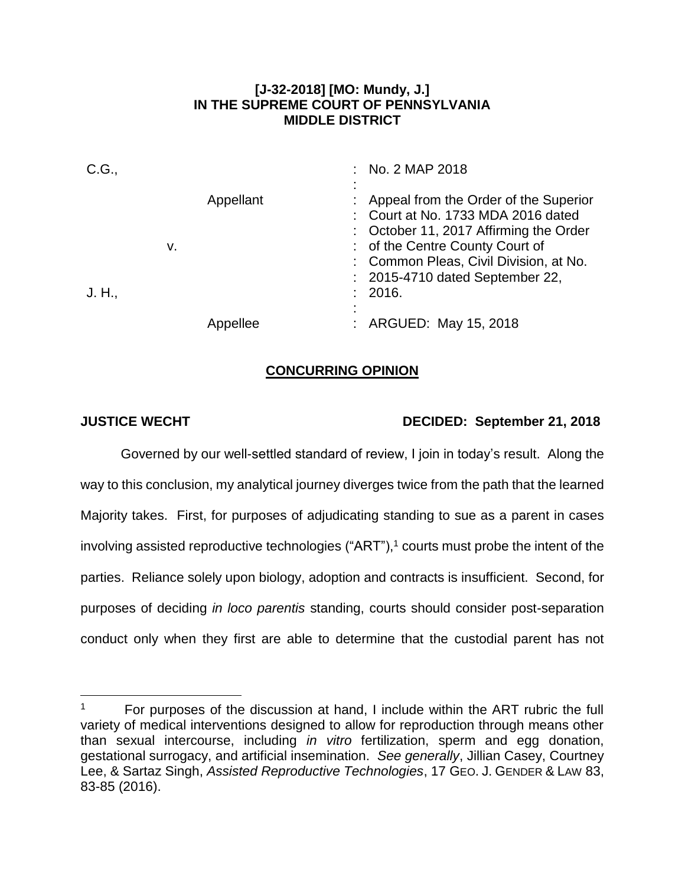**[J-32-2018] [MO: Mundy, J.]**
**IN THE SUPREME COURT OF PENNSYLVANIA**
**MIDDLE DISTRICT**

| | |
|---|---|
| C.G., | No. 2 MAP 2018 |
| Appellant | Appeal from the Order of the Superior Court at No. 1733 MDA 2016 dated October 11, 2017 Affirming the Order of the Centre County Court of Common Pleas, Civil Division, at No. 2015-4710 dated September 22, 2016. |
| v. | |
| J. H., | |
| Appellee | ARGUED: May 15, 2018 |

## CONCURRING OPINION

**JUSTICE WECHT** **DECIDED: September 21, 2018**

Governed by our well-settled standard of review, I join in today's result. Along the way to this conclusion, my analytical journey diverges twice from the path that the learned Majority takes. First, for purposes of adjudicating standing to sue as a parent in cases involving assisted reproductive technologies ("ART"),[1] courts must probe the intent of the parties. Reliance solely upon biology, adoption and contracts is insufficient. Second, for purposes of deciding *in loco parentis* standing, courts should consider post-separation conduct only when they first are able to determine that the custodial parent has not

[1] For purposes of the discussion at hand, I include within the ART rubric the full variety of medical interventions designed to allow for reproduction through means other than sexual intercourse, including *in vitro* fertilization, sperm and egg donation, gestational surrogacy, and artificial insemination. *See generally*, Jillian Casey, Courtney Lee, & Sartaz Singh, *Assisted Reproductive Technologies*, 17 GEO. J. GENDER & LAW 83, 83-85 (2016).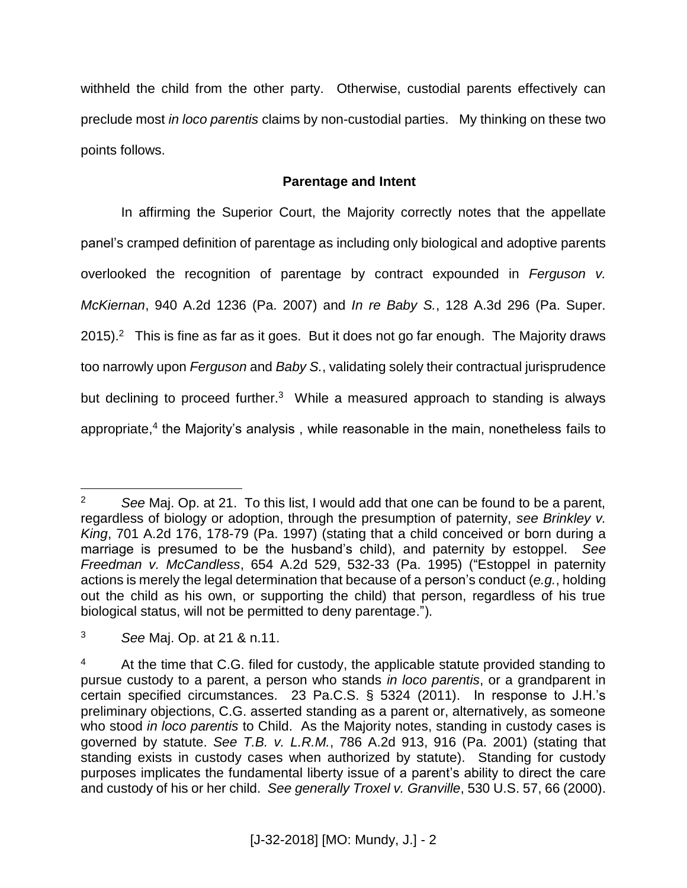withheld the child from the other party. Otherwise, custodial parents effectively can preclude most *in loco parentis* claims by non-custodial parties. My thinking on these two points follows.

**Parentage and Intent**

In affirming the Superior Court, the Majority correctly notes that the appellate panel's cramped definition of parentage as including only biological and adoptive parents overlooked the recognition of parentage by contract expounded in *Ferguson v. McKiernan*, 940 A.2d 1236 (Pa. 2007) and *In re Baby S.*, 128 A.3d 296 (Pa. Super. 2015).[2] This is fine as far as it goes. But it does not go far enough. The Majority draws too narrowly upon *Ferguson* and *Baby S.*, validating solely their contractual jurisprudence but declining to proceed further.[3] While a measured approach to standing is always appropriate,[4] the Majority's analysis , while reasonable in the main, nonetheless fails to

---

[2] *See* Maj. Op. at 21. To this list, I would add that one can be found to be a parent, regardless of biology or adoption, through the presumption of paternity, *see Brinkley v. King*, 701 A.2d 176, 178-79 (Pa. 1997) (stating that a child conceived or born during a marriage is presumed to be the husband's child), and paternity by estoppel. *See Freedman v. McCandless*, 654 A.2d 529, 532-33 (Pa. 1995) ("Estoppel in paternity actions is merely the legal determination that because of a person's conduct (*e.g.*, holding out the child as his own, or supporting the child) that person, regardless of his true biological status, will not be permitted to deny parentage.").

[3] *See* Maj. Op. at 21 & n.11.

[4] At the time that C.G. filed for custody, the applicable statute provided standing to pursue custody to a parent, a person who stands *in loco parentis*, or a grandparent in certain specified circumstances. 23 Pa.C.S. § 5324 (2011). In response to J.H.'s preliminary objections, C.G. asserted standing as a parent or, alternatively, as someone who stood *in loco parentis* to Child. As the Majority notes, standing in custody cases is governed by statute. *See T.B. v. L.R.M.*, 786 A.2d 913, 916 (Pa. 2001) (stating that standing exists in custody cases when authorized by statute). Standing for custody purposes implicates the fundamental liberty issue of a parent's ability to direct the care and custody of his or her child. *See generally Troxel v. Granville*, 530 U.S. 57, 66 (2000).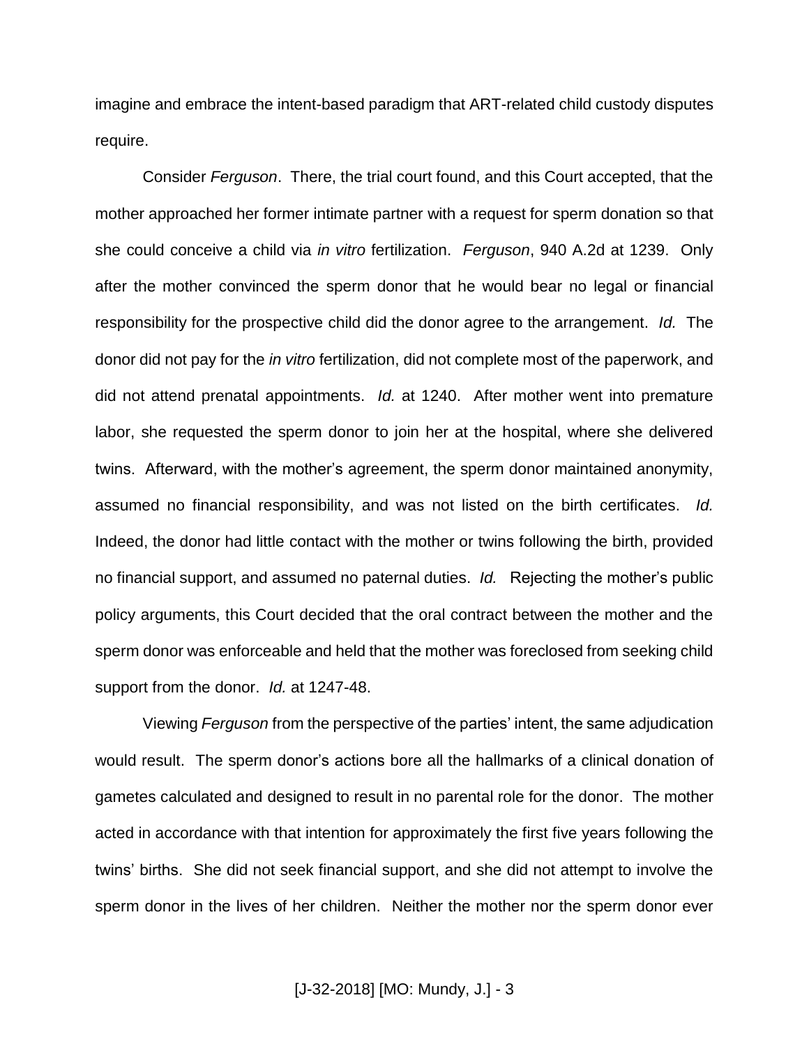imagine and embrace the intent-based paradigm that ART-related child custody disputes require.

Consider *Ferguson*. There, the trial court found, and this Court accepted, that the mother approached her former intimate partner with a request for sperm donation so that she could conceive a child via *in vitro* fertilization. *Ferguson*, 940 A.2d at 1239. Only after the mother convinced the sperm donor that he would bear no legal or financial responsibility for the prospective child did the donor agree to the arrangement. *Id.* The donor did not pay for the *in vitro* fertilization, did not complete most of the paperwork, and did not attend prenatal appointments. *Id.* at 1240. After mother went into premature labor, she requested the sperm donor to join her at the hospital, where she delivered twins. Afterward, with the mother's agreement, the sperm donor maintained anonymity, assumed no financial responsibility, and was not listed on the birth certificates. *Id.* Indeed, the donor had little contact with the mother or twins following the birth, provided no financial support, and assumed no paternal duties. *Id.* Rejecting the mother's public policy arguments, this Court decided that the oral contract between the mother and the sperm donor was enforceable and held that the mother was foreclosed from seeking child support from the donor. *Id.* at 1247-48.

Viewing *Ferguson* from the perspective of the parties' intent, the same adjudication would result. The sperm donor's actions bore all the hallmarks of a clinical donation of gametes calculated and designed to result in no parental role for the donor. The mother acted in accordance with that intention for approximately the first five years following the twins' births. She did not seek financial support, and she did not attempt to involve the sperm donor in the lives of her children. Neither the mother nor the sperm donor ever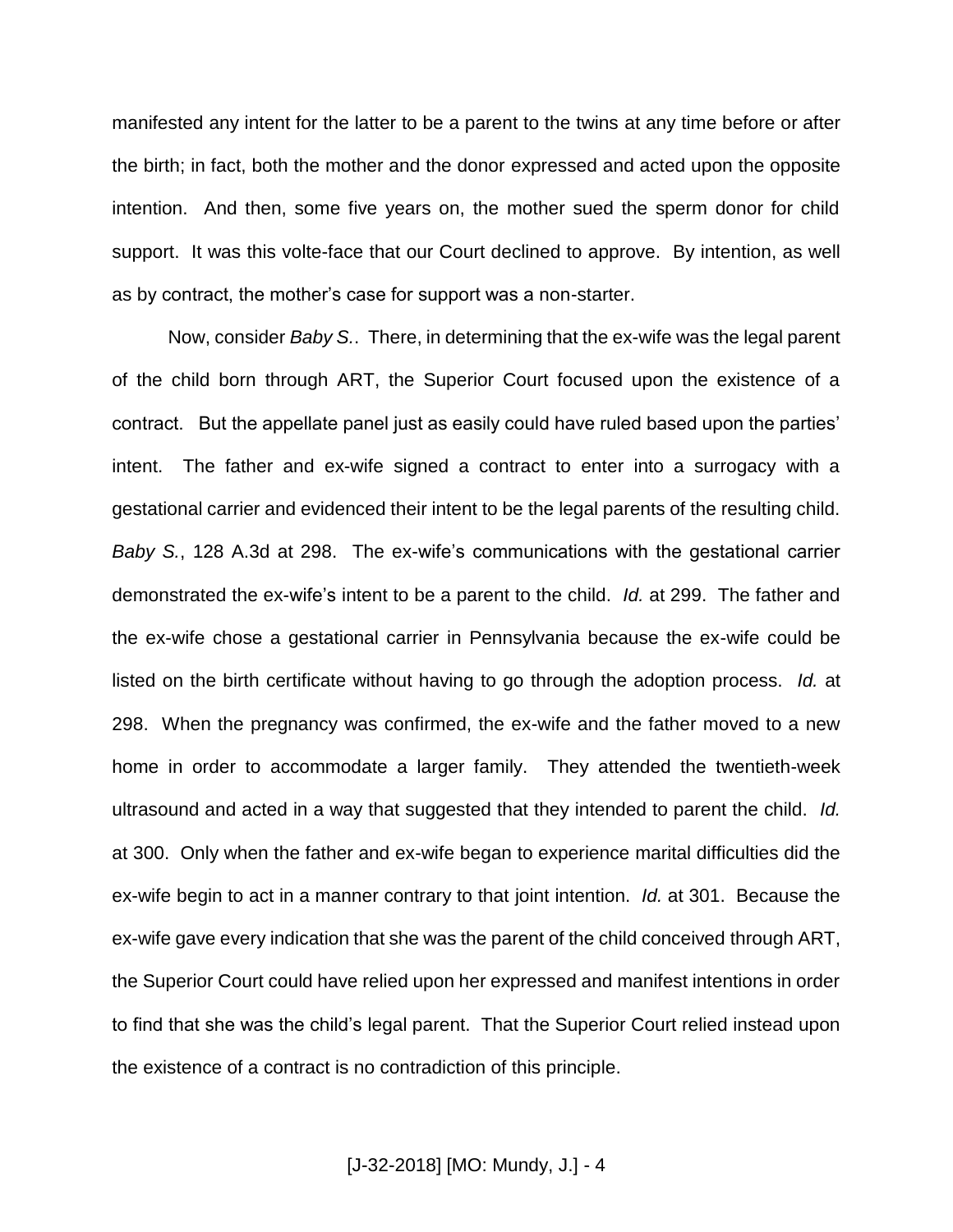manifested any intent for the latter to be a parent to the twins at any time before or after the birth; in fact, both the mother and the donor expressed and acted upon the opposite intention. And then, some five years on, the mother sued the sperm donor for child support. It was this volte-face that our Court declined to approve. By intention, as well as by contract, the mother's case for support was a non-starter.

Now, consider *Baby S.*. There, in determining that the ex-wife was the legal parent of the child born through ART, the Superior Court focused upon the existence of a contract. But the appellate panel just as easily could have ruled based upon the parties' intent. The father and ex-wife signed a contract to enter into a surrogacy with a gestational carrier and evidenced their intent to be the legal parents of the resulting child. *Baby S.*, 128 A.3d at 298. The ex-wife's communications with the gestational carrier demonstrated the ex-wife's intent to be a parent to the child. *Id.* at 299. The father and the ex-wife chose a gestational carrier in Pennsylvania because the ex-wife could be listed on the birth certificate without having to go through the adoption process. *Id.* at 298. When the pregnancy was confirmed, the ex-wife and the father moved to a new home in order to accommodate a larger family. They attended the twentieth-week ultrasound and acted in a way that suggested that they intended to parent the child. *Id.* at 300. Only when the father and ex-wife began to experience marital difficulties did the ex-wife begin to act in a manner contrary to that joint intention. *Id.* at 301. Because the ex-wife gave every indication that she was the parent of the child conceived through ART, the Superior Court could have relied upon her expressed and manifest intentions in order to find that she was the child's legal parent. That the Superior Court relied instead upon the existence of a contract is no contradiction of this principle.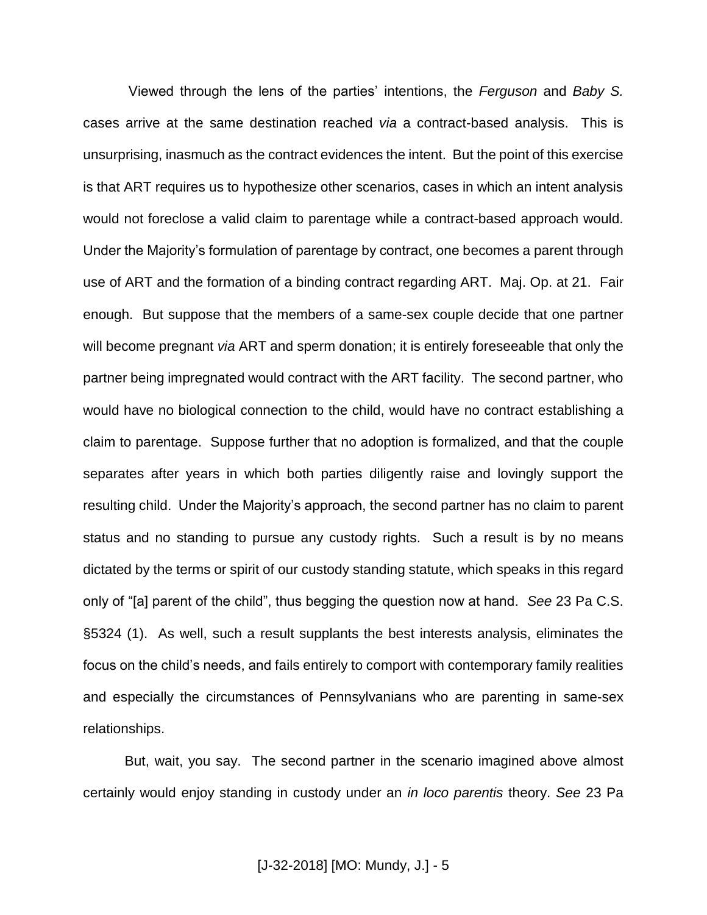Viewed through the lens of the parties' intentions, the *Ferguson* and *Baby S.* cases arrive at the same destination reached *via* a contract-based analysis. This is unsurprising, inasmuch as the contract evidences the intent. But the point of this exercise is that ART requires us to hypothesize other scenarios, cases in which an intent analysis would not foreclose a valid claim to parentage while a contract-based approach would. Under the Majority's formulation of parentage by contract, one becomes a parent through use of ART and the formation of a binding contract regarding ART. Maj. Op. at 21. Fair enough. But suppose that the members of a same-sex couple decide that one partner will become pregnant *via* ART and sperm donation; it is entirely foreseeable that only the partner being impregnated would contract with the ART facility. The second partner, who would have no biological connection to the child, would have no contract establishing a claim to parentage. Suppose further that no adoption is formalized, and that the couple separates after years in which both parties diligently raise and lovingly support the resulting child. Under the Majority's approach, the second partner has no claim to parent status and no standing to pursue any custody rights. Such a result is by no means dictated by the terms or spirit of our custody standing statute, which speaks in this regard only of "[a] parent of the child", thus begging the question now at hand. *See* 23 Pa C.S. §5324 (1). As well, such a result supplants the best interests analysis, eliminates the focus on the child's needs, and fails entirely to comport with contemporary family realities and especially the circumstances of Pennsylvanians who are parenting in same-sex relationships.

But, wait, you say. The second partner in the scenario imagined above almost certainly would enjoy standing in custody under an *in loco parentis* theory. *See* 23 Pa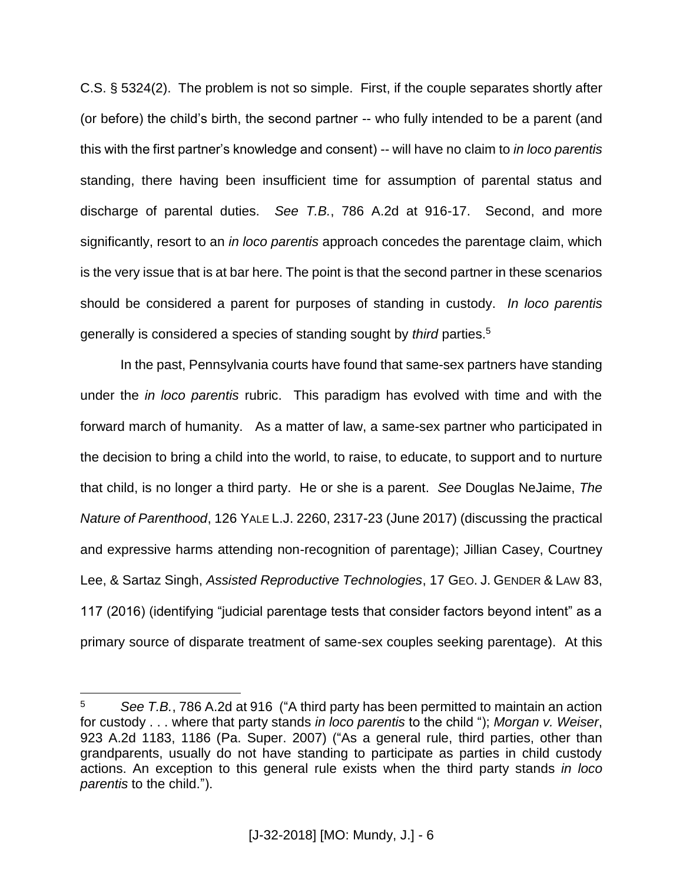C.S. § 5324(2). The problem is not so simple. First, if the couple separates shortly after (or before) the child's birth, the second partner -- who fully intended to be a parent (and this with the first partner's knowledge and consent) -- will have no claim to *in loco parentis* standing, there having been insufficient time for assumption of parental status and discharge of parental duties. *See T.B.*, 786 A.2d at 916-17. Second, and more significantly, resort to an *in loco parentis* approach concedes the parentage claim, which is the very issue that is at bar here. The point is that the second partner in these scenarios should be considered a parent for purposes of standing in custody. *In loco parentis* generally is considered a species of standing sought by *third* parties.[5]

In the past, Pennsylvania courts have found that same-sex partners have standing under the *in loco parentis* rubric. This paradigm has evolved with time and with the forward march of humanity. As a matter of law, a same-sex partner who participated in the decision to bring a child into the world, to raise, to educate, to support and to nurture that child, is no longer a third party. He or she is a parent. *See* Douglas NeJaime, *The Nature of Parenthood*, 126 YALE L.J. 2260, 2317-23 (June 2017) (discussing the practical and expressive harms attending non-recognition of parentage); Jillian Casey, Courtney Lee, & Sartaz Singh, *Assisted Reproductive Technologies*, 17 GEO. J. GENDER & LAW 83, 117 (2016) (identifying "judicial parentage tests that consider factors beyond intent" as a primary source of disparate treatment of same-sex couples seeking parentage). At this

---

[5] *See T.B.*, 786 A.2d at 916 ("A third party has been permitted to maintain an action for custody . . . where that party stands *in loco parentis* to the child "); *Morgan v. Weiser*, 923 A.2d 1183, 1186 (Pa. Super. 2007) ("As a general rule, third parties, other than grandparents, usually do not have standing to participate as parties in child custody actions. An exception to this general rule exists when the third party stands *in loco parentis* to the child.").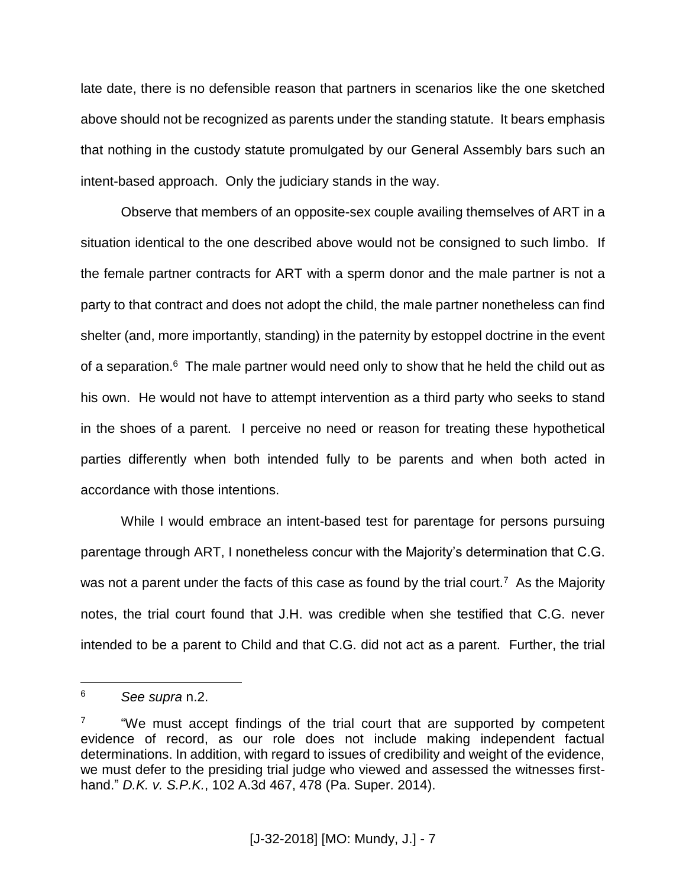late date, there is no defensible reason that partners in scenarios like the one sketched above should not be recognized as parents under the standing statute. It bears emphasis that nothing in the custody statute promulgated by our General Assembly bars such an intent-based approach. Only the judiciary stands in the way.

Observe that members of an opposite-sex couple availing themselves of ART in a situation identical to the one described above would not be consigned to such limbo. If the female partner contracts for ART with a sperm donor and the male partner is not a party to that contract and does not adopt the child, the male partner nonetheless can find shelter (and, more importantly, standing) in the paternity by estoppel doctrine in the event of a separation.[6] The male partner would need only to show that he held the child out as his own. He would not have to attempt intervention as a third party who seeks to stand in the shoes of a parent. I perceive no need or reason for treating these hypothetical parties differently when both intended fully to be parents and when both acted in accordance with those intentions.

While I would embrace an intent-based test for parentage for persons pursuing parentage through ART, I nonetheless concur with the Majority's determination that C.G. was not a parent under the facts of this case as found by the trial court.[7] As the Majority notes, the trial court found that J.H. was credible when she testified that C.G. never intended to be a parent to Child and that C.G. did not act as a parent. Further, the trial

---

[6] *See supra* n.2.

[7] "We must accept findings of the trial court that are supported by competent evidence of record, as our role does not include making independent factual determinations. In addition, with regard to issues of credibility and weight of the evidence, we must defer to the presiding trial judge who viewed and assessed the witnesses first-hand." *D.K. v. S.P.K.*, 102 A.3d 467, 478 (Pa. Super. 2014).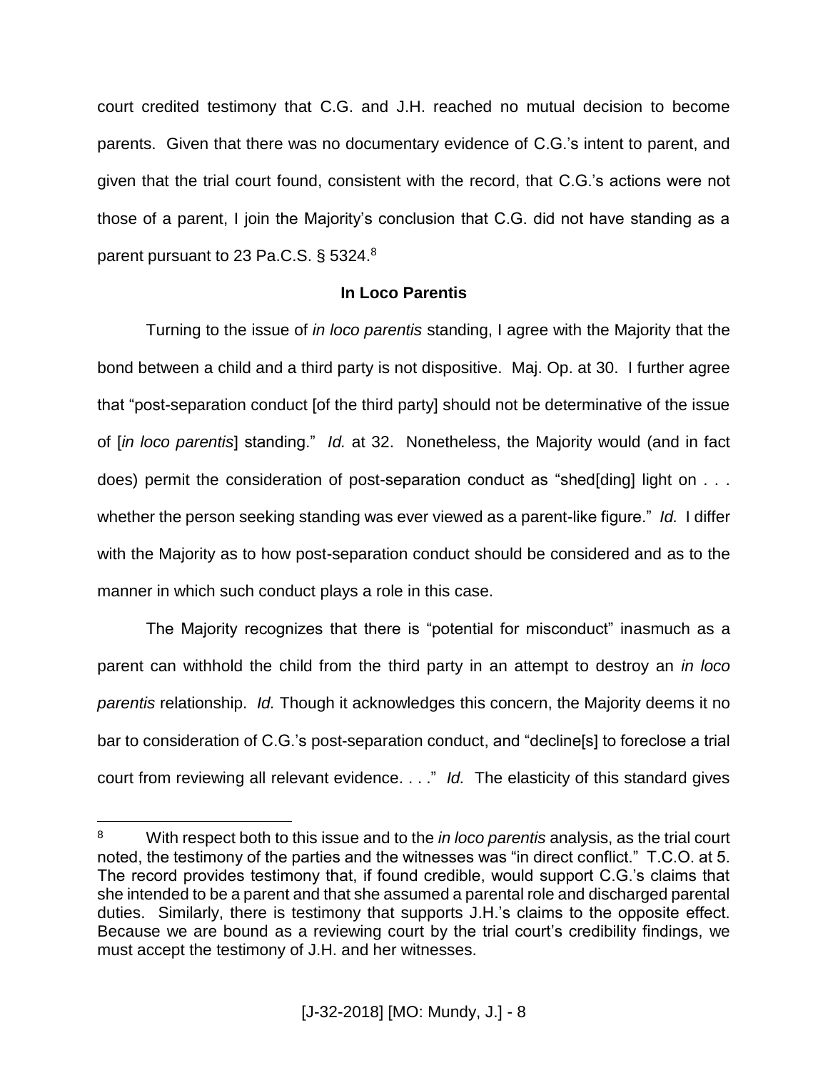court credited testimony that C.G. and J.H. reached no mutual decision to become parents. Given that there was no documentary evidence of C.G.'s intent to parent, and given that the trial court found, consistent with the record, that C.G.'s actions were not those of a parent, I join the Majority's conclusion that C.G. did not have standing as a parent pursuant to 23 Pa.C.S. § 5324.[8]

**In Loco Parentis**

Turning to the issue of *in loco parentis* standing, I agree with the Majority that the bond between a child and a third party is not dispositive. Maj. Op. at 30. I further agree that "post-separation conduct [of the third party] should not be determinative of the issue of [*in loco parentis*] standing." *Id.* at 32. Nonetheless, the Majority would (and in fact does) permit the consideration of post-separation conduct as "shed[ding] light on . . . whether the person seeking standing was ever viewed as a parent-like figure." *Id.* I differ with the Majority as to how post-separation conduct should be considered and as to the manner in which such conduct plays a role in this case.

The Majority recognizes that there is "potential for misconduct" inasmuch as a parent can withhold the child from the third party in an attempt to destroy an *in loco parentis* relationship. *Id.* Though it acknowledges this concern, the Majority deems it no bar to consideration of C.G.'s post-separation conduct, and "decline[s] to foreclose a trial court from reviewing all relevant evidence. . . ." *Id.* The elasticity of this standard gives

---

[8] With respect both to this issue and to the *in loco parentis* analysis, as the trial court noted, the testimony of the parties and the witnesses was "in direct conflict." T.C.O. at 5. The record provides testimony that, if found credible, would support C.G.'s claims that she intended to be a parent and that she assumed a parental role and discharged parental duties. Similarly, there is testimony that supports J.H.'s claims to the opposite effect. Because we are bound as a reviewing court by the trial court's credibility findings, we must accept the testimony of J.H. and her witnesses.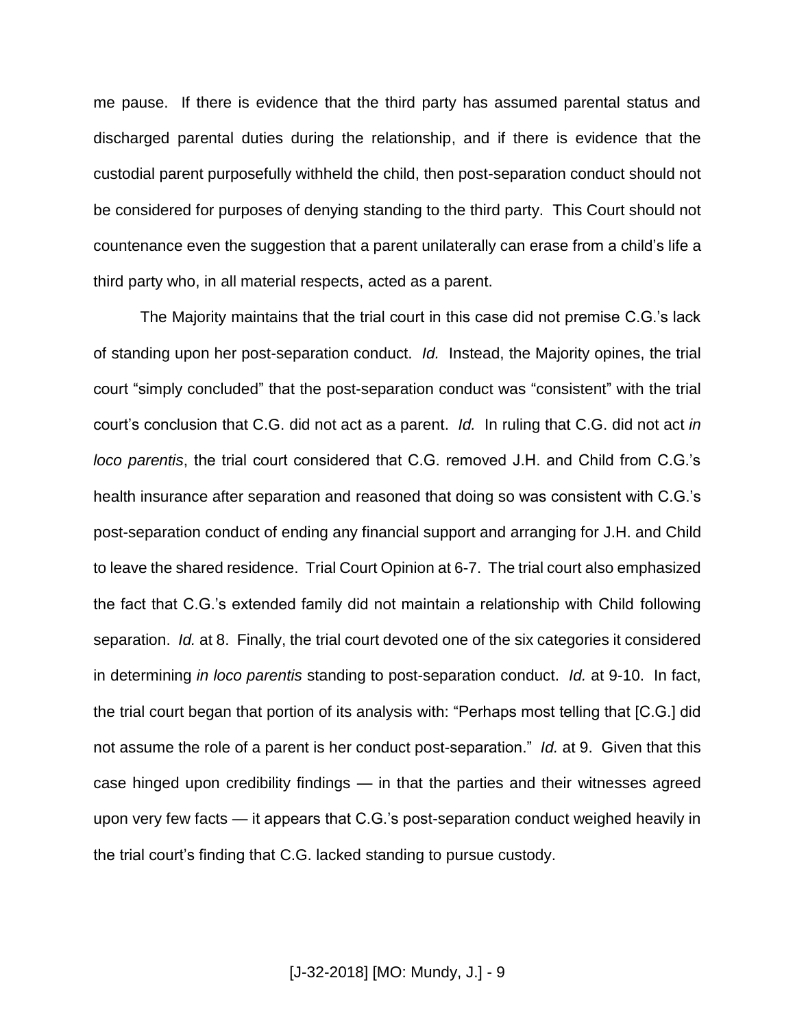me pause. If there is evidence that the third party has assumed parental status and discharged parental duties during the relationship, and if there is evidence that the custodial parent purposefully withheld the child, then post-separation conduct should not be considered for purposes of denying standing to the third party. This Court should not countenance even the suggestion that a parent unilaterally can erase from a child's life a third party who, in all material respects, acted as a parent.

The Majority maintains that the trial court in this case did not premise C.G.'s lack of standing upon her post-separation conduct. *Id.* Instead, the Majority opines, the trial court "simply concluded" that the post-separation conduct was "consistent" with the trial court's conclusion that C.G. did not act as a parent. *Id.* In ruling that C.G. did not act *in loco parentis*, the trial court considered that C.G. removed J.H. and Child from C.G.'s health insurance after separation and reasoned that doing so was consistent with C.G.'s post-separation conduct of ending any financial support and arranging for J.H. and Child to leave the shared residence. Trial Court Opinion at 6-7. The trial court also emphasized the fact that C.G.'s extended family did not maintain a relationship with Child following separation. *Id.* at 8. Finally, the trial court devoted one of the six categories it considered in determining *in loco parentis* standing to post-separation conduct. *Id.* at 9-10. In fact, the trial court began that portion of its analysis with: "Perhaps most telling that [C.G.] did not assume the role of a parent is her conduct post-separation." *Id.* at 9. Given that this case hinged upon credibility findings — in that the parties and their witnesses agreed upon very few facts — it appears that C.G.'s post-separation conduct weighed heavily in the trial court's finding that C.G. lacked standing to pursue custody.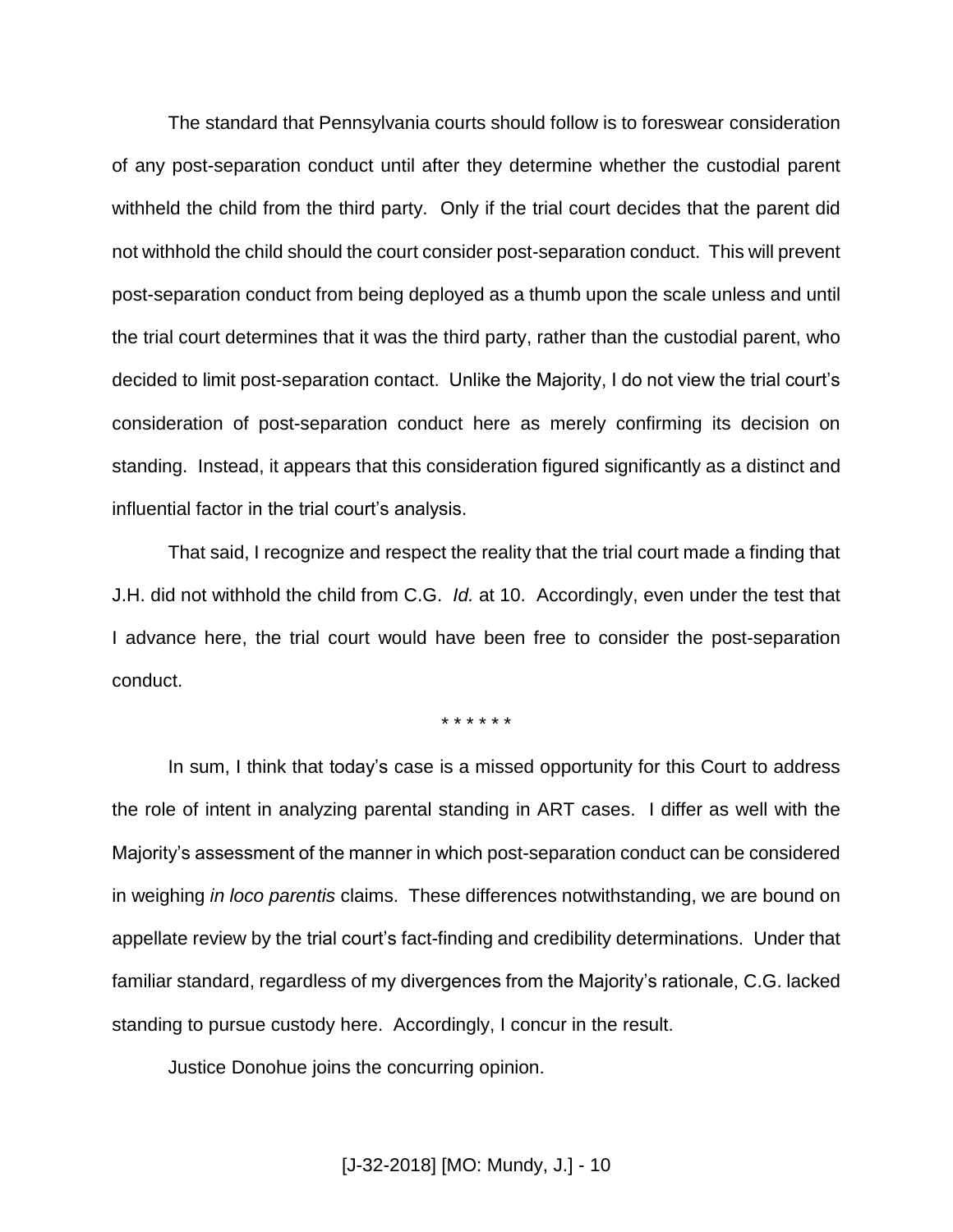The standard that Pennsylvania courts should follow is to foreswear consideration of any post-separation conduct until after they determine whether the custodial parent withheld the child from the third party. Only if the trial court decides that the parent did not withhold the child should the court consider post-separation conduct. This will prevent post-separation conduct from being deployed as a thumb upon the scale unless and until the trial court determines that it was the third party, rather than the custodial parent, who decided to limit post-separation contact. Unlike the Majority, I do not view the trial court's consideration of post-separation conduct here as merely confirming its decision on standing. Instead, it appears that this consideration figured significantly as a distinct and influential factor in the trial court's analysis.

That said, I recognize and respect the reality that the trial court made a finding that J.H. did not withhold the child from C.G. *Id.* at 10. Accordingly, even under the test that I advance here, the trial court would have been free to consider the post-separation conduct.

\* \* \* \* \* \*

In sum, I think that today's case is a missed opportunity for this Court to address the role of intent in analyzing parental standing in ART cases. I differ as well with the Majority's assessment of the manner in which post-separation conduct can be considered in weighing *in loco parentis* claims. These differences notwithstanding, we are bound on appellate review by the trial court's fact-finding and credibility determinations. Under that familiar standard, regardless of my divergences from the Majority's rationale, C.G. lacked standing to pursue custody here. Accordingly, I concur in the result.

Justice Donohue joins the concurring opinion.